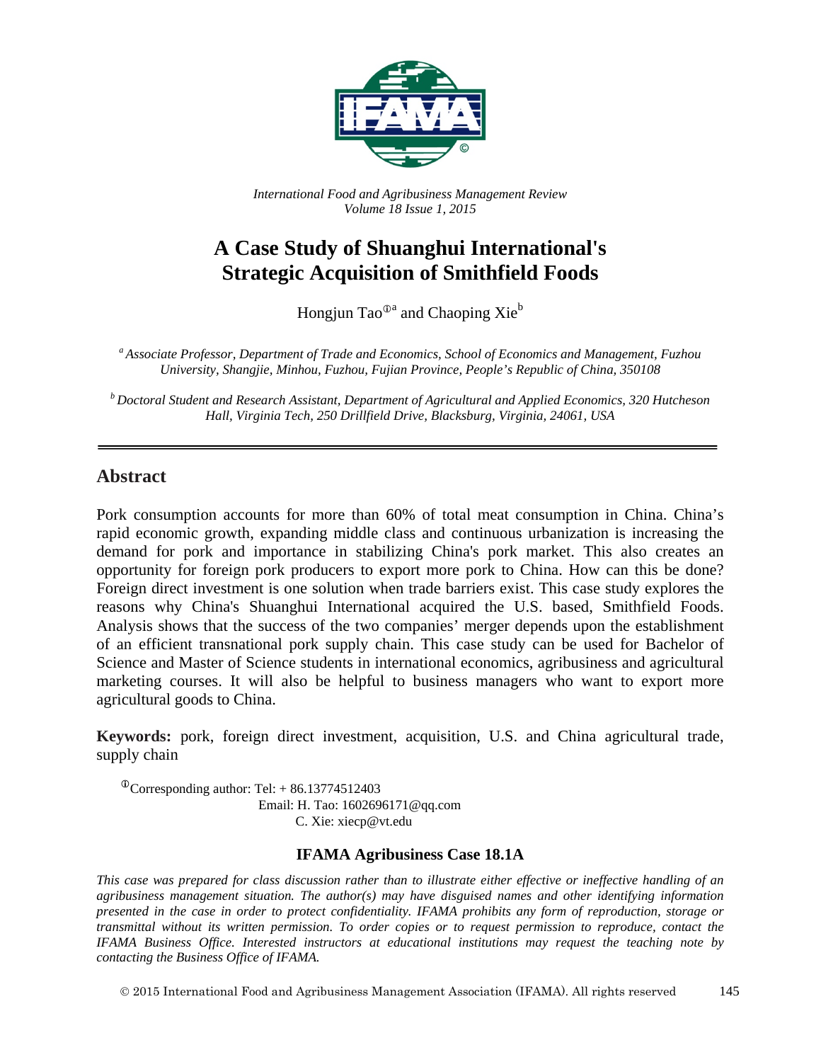*International Food and Agribusiness Management Review*
*Volume 18 Issue 1, 2015*

# A Case Study of Shuanghui International's Strategic Acquisition of Smithfield Foods

Hongjun Tao[ⓘa] and Chaoping Xie[b]

[a] *Associate Professor, Department of Trade and Economics, School of Economics and Management, Fuzhou University, Shangjie, Minhou, Fuzhou, Fujian Province, People's Republic of China, 350108*

[b] *Doctoral Student and Research Assistant, Department of Agricultural and Applied Economics, 320 Hutcheson Hall, Virginia Tech, 250 Drillfield Drive, Blacksburg, Virginia, 24061, USA*

## Abstract

Pork consumption accounts for more than 60% of total meat consumption in China. China's rapid economic growth, expanding middle class and continuous urbanization is increasing the demand for pork and importance in stabilizing China's pork market. This also creates an opportunity for foreign pork producers to export more pork to China. How can this be done? Foreign direct investment is one solution when trade barriers exist. This case study explores the reasons why China's Shuanghui International acquired the U.S. based, Smithfield Foods. Analysis shows that the success of the two companies' merger depends upon the establishment of an efficient transnational pork supply chain. This case study can be used for Bachelor of Science and Master of Science students in international economics, agribusiness and agricultural marketing courses. It will also be helpful to business managers who want to export more agricultural goods to China.

**Keywords:** pork, foreign direct investment, acquisition, U.S. and China agricultural trade, supply chain

[ⓘ]Corresponding author: Tel: + 86.13774512403
Email: H. Tao: 1602696171@qq.com
C. Xie: xiecp@vt.edu

**IFAMA Agribusiness Case 18.1A**

*This case was prepared for class discussion rather than to illustrate either effective or ineffective handling of an agribusiness management situation. The author(s) may have disguised names and other identifying information presented in the case in order to protect confidentiality. IFAMA prohibits any form of reproduction, storage or transmittal without its written permission. To order copies or to request permission to reproduce, contact the IFAMA Business Office. Interested instructors at educational institutions may request the teaching note by contacting the Business Office of IFAMA.*

© 2015 International Food and Agribusiness Management Association (IFAMA). All rights reserved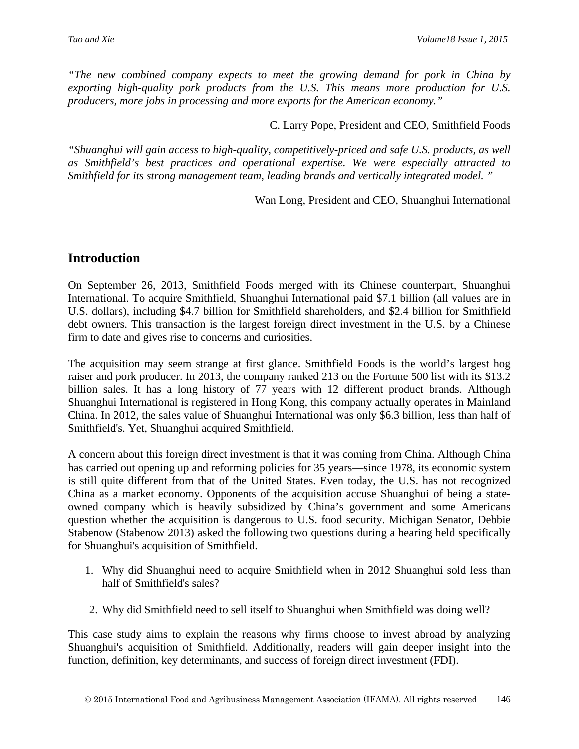*"The new combined company expects to meet the growing demand for pork in China by exporting high-quality pork products from the U.S. This means more production for U.S. producers, more jobs in processing and more exports for the American economy."*

C. Larry Pope, President and CEO, Smithfield Foods

*"Shuanghui will gain access to high-quality, competitively-priced and safe U.S. products, as well as Smithfield's best practices and operational expertise. We were especially attracted to Smithfield for its strong management team, leading brands and vertically integrated model. "*

Wan Long, President and CEO, Shuanghui International

## Introduction

On September 26, 2013, Smithfield Foods merged with its Chinese counterpart, Shuanghui International. To acquire Smithfield, Shuanghui International paid $7.1 billion (all values are in U.S. dollars), including $4.7 billion for Smithfield shareholders, and $2.4 billion for Smithfield debt owners. This transaction is the largest foreign direct investment in the U.S. by a Chinese firm to date and gives rise to concerns and curiosities.

The acquisition may seem strange at first glance. Smithfield Foods is the world's largest hog raiser and pork producer. In 2013, the company ranked 213 on the Fortune 500 list with its $13.2 billion sales. It has a long history of 77 years with 12 different product brands. Although Shuanghui International is registered in Hong Kong, this company actually operates in Mainland China. In 2012, the sales value of Shuanghui International was only $6.3 billion, less than half of Smithfield's. Yet, Shuanghui acquired Smithfield.

A concern about this foreign direct investment is that it was coming from China. Although China has carried out opening up and reforming policies for 35 years—since 1978, its economic system is still quite different from that of the United States. Even today, the U.S. has not recognized China as a market economy. Opponents of the acquisition accuse Shuanghui of being a state-owned company which is heavily subsidized by China's government and some Americans question whether the acquisition is dangerous to U.S. food security. Michigan Senator, Debbie Stabenow (Stabenow 2013) asked the following two questions during a hearing held specifically for Shuanghui's acquisition of Smithfield.

1. Why did Shuanghui need to acquire Smithfield when in 2012 Shuanghui sold less than half of Smithfield's sales?
2. Why did Smithfield need to sell itself to Shuanghui when Smithfield was doing well?

This case study aims to explain the reasons why firms choose to invest abroad by analyzing Shuanghui's acquisition of Smithfield. Additionally, readers will gain deeper insight into the function, definition, key determinants, and success of foreign direct investment (FDI).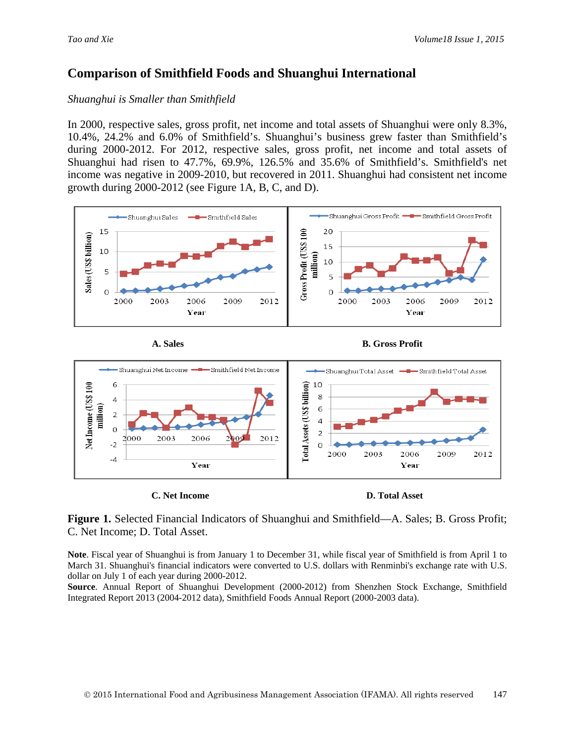## Comparison of Smithfield Foods and Shuanghui International

*Shuanghui is Smaller than Smithfield*

In 2000, respective sales, gross profit, net income and total assets of Shuanghui were only 8.3%, 10.4%, 24.2% and 6.0% of Smithfield's. Shuanghui's business grew faster than Smithfield's during 2000-2012. For 2012, respective sales, gross profit, net income and total assets of Shuanghui had risen to 47.7%, 69.9%, 126.5% and 35.6% of Smithfield's. Smithfield's net income was negative in 2009-2010, but recovered in 2011. Shuanghui had consistent net income growth during 2000-2012 (see Figure 1A, B, C, and D).

**A. Sales**

**B. Gross Profit**

**C. Net Income**

**D. Total Asset**

**Figure 1.** Selected Financial Indicators of Shuanghui and Smithfield—A. Sales; B. Gross Profit; C. Net Income; D. Total Asset.

**Note**. Fiscal year of Shuanghui is from January 1 to December 31, while fiscal year of Smithfield is from April 1 to March 31. Shuanghui's financial indicators were converted to U.S. dollars with Renminbi's exchange rate with U.S. dollar on July 1 of each year during 2000-2012.

**Source**. Annual Report of Shuanghui Development (2000-2012) from Shenzhen Stock Exchange, Smithfield Integrated Report 2013 (2004-2012 data), Smithfield Foods Annual Report (2000-2003 data).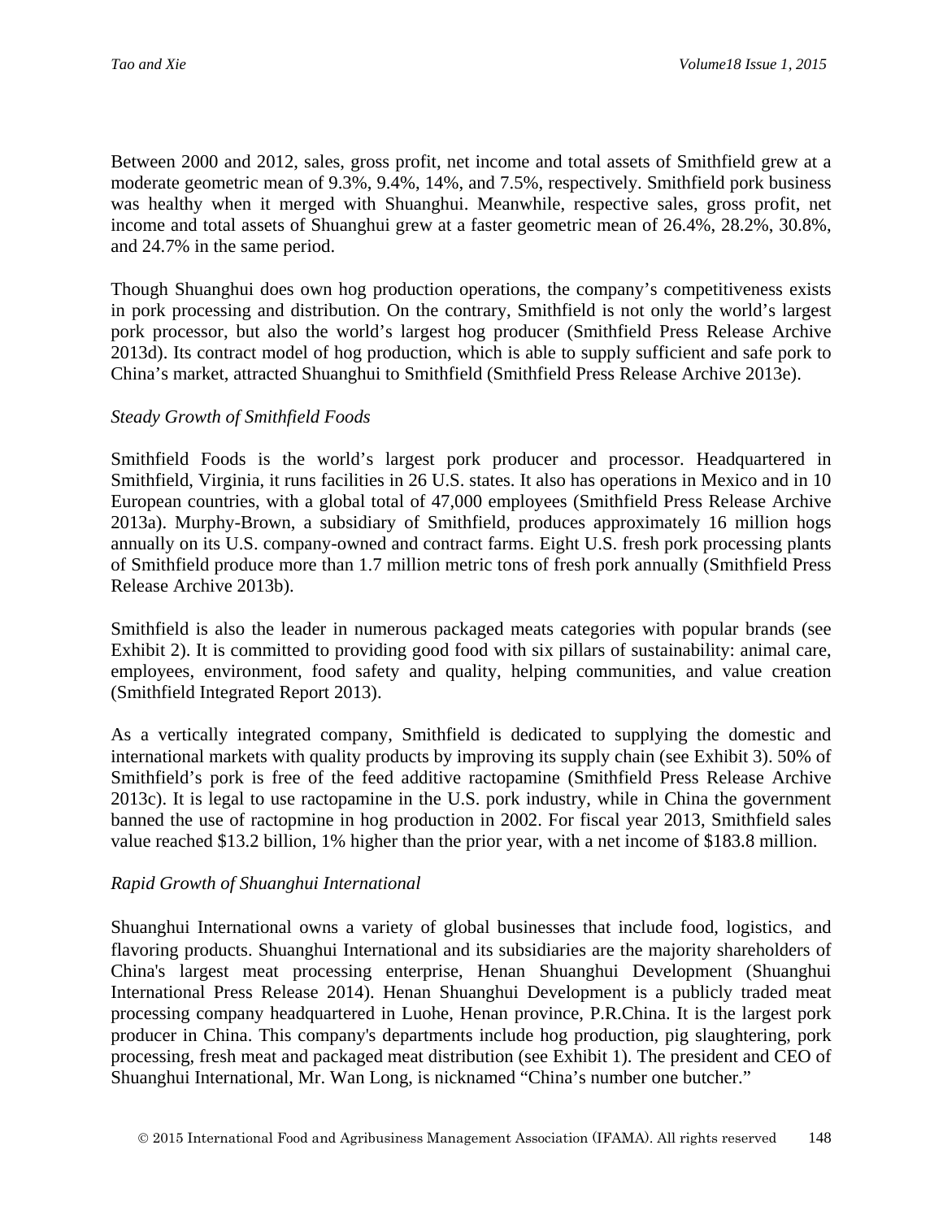Between 2000 and 2012, sales, gross profit, net income and total assets of Smithfield grew at a moderate geometric mean of 9.3%, 9.4%, 14%, and 7.5%, respectively. Smithfield pork business was healthy when it merged with Shuanghui. Meanwhile, respective sales, gross profit, net income and total assets of Shuanghui grew at a faster geometric mean of 26.4%, 28.2%, 30.8%, and 24.7% in the same period.

Though Shuanghui does own hog production operations, the company's competitiveness exists in pork processing and distribution. On the contrary, Smithfield is not only the world's largest pork processor, but also the world's largest hog producer (Smithfield Press Release Archive 2013d). Its contract model of hog production, which is able to supply sufficient and safe pork to China's market, attracted Shuanghui to Smithfield (Smithfield Press Release Archive 2013e).

*Steady Growth of Smithfield Foods*

Smithfield Foods is the world's largest pork producer and processor. Headquartered in Smithfield, Virginia, it runs facilities in 26 U.S. states. It also has operations in Mexico and in 10 European countries, with a global total of 47,000 employees (Smithfield Press Release Archive 2013a). Murphy-Brown, a subsidiary of Smithfield, produces approximately 16 million hogs annually on its U.S. company-owned and contract farms. Eight U.S. fresh pork processing plants of Smithfield produce more than 1.7 million metric tons of fresh pork annually (Smithfield Press Release Archive 2013b).

Smithfield is also the leader in numerous packaged meats categories with popular brands (see Exhibit 2). It is committed to providing good food with six pillars of sustainability: animal care, employees, environment, food safety and quality, helping communities, and value creation (Smithfield Integrated Report 2013).

As a vertically integrated company, Smithfield is dedicated to supplying the domestic and international markets with quality products by improving its supply chain (see Exhibit 3). 50% of Smithfield's pork is free of the feed additive ractopamine (Smithfield Press Release Archive 2013c). It is legal to use ractopamine in the U.S. pork industry, while in China the government banned the use of ractopmine in hog production in 2002. For fiscal year 2013, Smithfield sales value reached $13.2 billion, 1% higher than the prior year, with a net income of $183.8 million.

*Rapid Growth of Shuanghui International*

Shuanghui International owns a variety of global businesses that include food, logistics, and flavoring products. Shuanghui International and its subsidiaries are the majority shareholders of China's largest meat processing enterprise, Henan Shuanghui Development (Shuanghui International Press Release 2014). Henan Shuanghui Development is a publicly traded meat processing company headquartered in Luohe, Henan province, P.R.China. It is the largest pork producer in China. This company's departments include hog production, pig slaughtering, pork processing, fresh meat and packaged meat distribution (see Exhibit 1). The president and CEO of Shuanghui International, Mr. Wan Long, is nicknamed "China's number one butcher."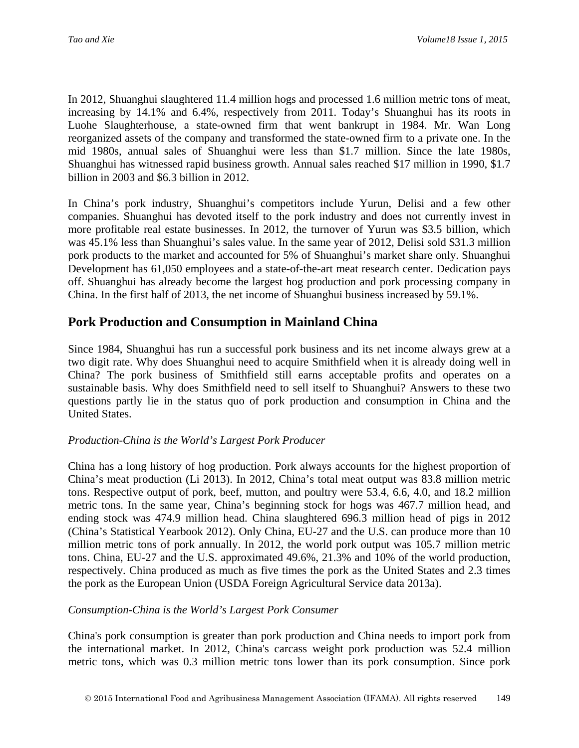In 2012, Shuanghui slaughtered 11.4 million hogs and processed 1.6 million metric tons of meat, increasing by 14.1% and 6.4%, respectively from 2011. Today's Shuanghui has its roots in Luohe Slaughterhouse, a state-owned firm that went bankrupt in 1984. Mr. Wan Long reorganized assets of the company and transformed the state-owned firm to a private one. In the mid 1980s, annual sales of Shuanghui were less than $1.7 million. Since the late 1980s, Shuanghui has witnessed rapid business growth. Annual sales reached $17 million in 1990, $1.7 billion in 2003 and $6.3 billion in 2012.

In China's pork industry, Shuanghui's competitors include Yurun, Delisi and a few other companies. Shuanghui has devoted itself to the pork industry and does not currently invest in more profitable real estate businesses. In 2012, the turnover of Yurun was $3.5 billion, which was 45.1% less than Shuanghui's sales value. In the same year of 2012, Delisi sold $31.3 million pork products to the market and accounted for 5% of Shuanghui's market share only. Shuanghui Development has 61,050 employees and a state-of-the-art meat research center. Dedication pays off. Shuanghui has already become the largest hog production and pork processing company in China. In the first half of 2013, the net income of Shuanghui business increased by 59.1%.

## Pork Production and Consumption in Mainland China

Since 1984, Shuanghui has run a successful pork business and its net income always grew at a two digit rate. Why does Shuanghui need to acquire Smithfield when it is already doing well in China? The pork business of Smithfield still earns acceptable profits and operates on a sustainable basis. Why does Smithfield need to sell itself to Shuanghui? Answers to these two questions partly lie in the status quo of pork production and consumption in China and the United States.

*Production-China is the World's Largest Pork Producer*

China has a long history of hog production. Pork always accounts for the highest proportion of China's meat production (Li 2013). In 2012, China's total meat output was 83.8 million metric tons. Respective output of pork, beef, mutton, and poultry were 53.4, 6.6, 4.0, and 18.2 million metric tons. In the same year, China's beginning stock for hogs was 467.7 million head, and ending stock was 474.9 million head. China slaughtered 696.3 million head of pigs in 2012 (China's Statistical Yearbook 2012). Only China, EU-27 and the U.S. can produce more than 10 million metric tons of pork annually. In 2012, the world pork output was 105.7 million metric tons. China, EU-27 and the U.S. approximated 49.6%, 21.3% and 10% of the world production, respectively. China produced as much as five times the pork as the United States and 2.3 times the pork as the European Union (USDA Foreign Agricultural Service data 2013a).

*Consumption-China is the World's Largest Pork Consumer*

China's pork consumption is greater than pork production and China needs to import pork from the international market. In 2012, China's carcass weight pork production was 52.4 million metric tons, which was 0.3 million metric tons lower than its pork consumption. Since pork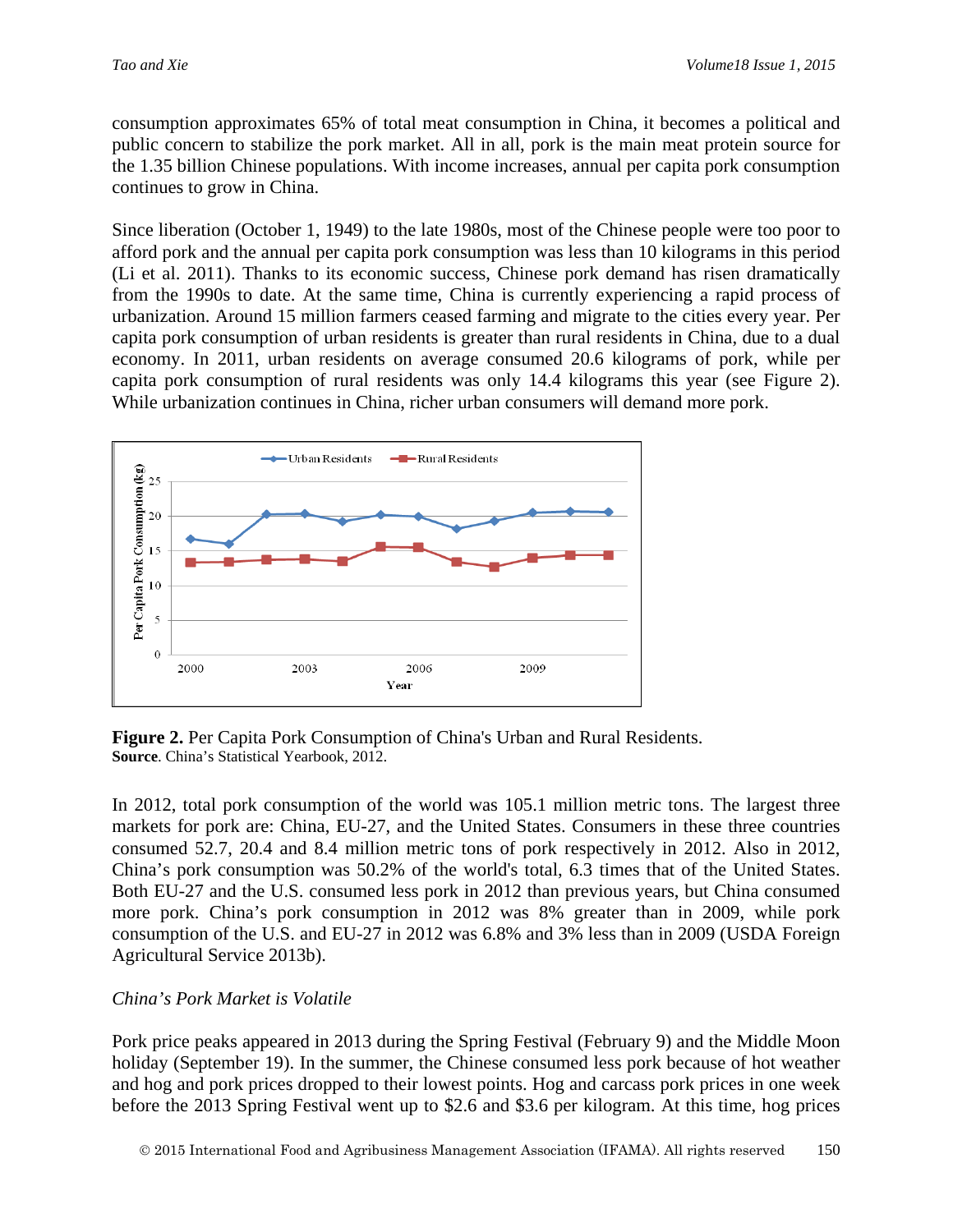consumption approximates 65% of total meat consumption in China, it becomes a political and public concern to stabilize the pork market. All in all, pork is the main meat protein source for the 1.35 billion Chinese populations. With income increases, annual per capita pork consumption continues to grow in China.

Since liberation (October 1, 1949) to the late 1980s, most of the Chinese people were too poor to afford pork and the annual per capita pork consumption was less than 10 kilograms in this period (Li et al. 2011). Thanks to its economic success, Chinese pork demand has risen dramatically from the 1990s to date. At the same time, China is currently experiencing a rapid process of urbanization. Around 15 million farmers ceased farming and migrate to the cities every year. Per capita pork consumption of urban residents is greater than rural residents in China, due to a dual economy. In 2011, urban residents on average consumed 20.6 kilograms of pork, while per capita pork consumption of rural residents was only 14.4 kilograms this year (see Figure 2). While urbanization continues in China, richer urban consumers will demand more pork.

**Figure 2.** Per Capita Pork Consumption of China's Urban and Rural Residents.
**Source**. China's Statistical Yearbook, 2012.

In 2012, total pork consumption of the world was 105.1 million metric tons. The largest three markets for pork are: China, EU-27, and the United States. Consumers in these three countries consumed 52.7, 20.4 and 8.4 million metric tons of pork respectively in 2012. Also in 2012, China's pork consumption was 50.2% of the world's total, 6.3 times that of the United States. Both EU-27 and the U.S. consumed less pork in 2012 than previous years, but China consumed more pork. China's pork consumption in 2012 was 8% greater than in 2009, while pork consumption of the U.S. and EU-27 in 2012 was 6.8% and 3% less than in 2009 (USDA Foreign Agricultural Service 2013b).

*China's Pork Market is Volatile*

Pork price peaks appeared in 2013 during the Spring Festival (February 9) and the Middle Moon holiday (September 19). In the summer, the Chinese consumed less pork because of hot weather and hog and pork prices dropped to their lowest points. Hog and carcass pork prices in one week before the 2013 Spring Festival went up to \$2.6 and \$3.6 per kilogram. At this time, hog prices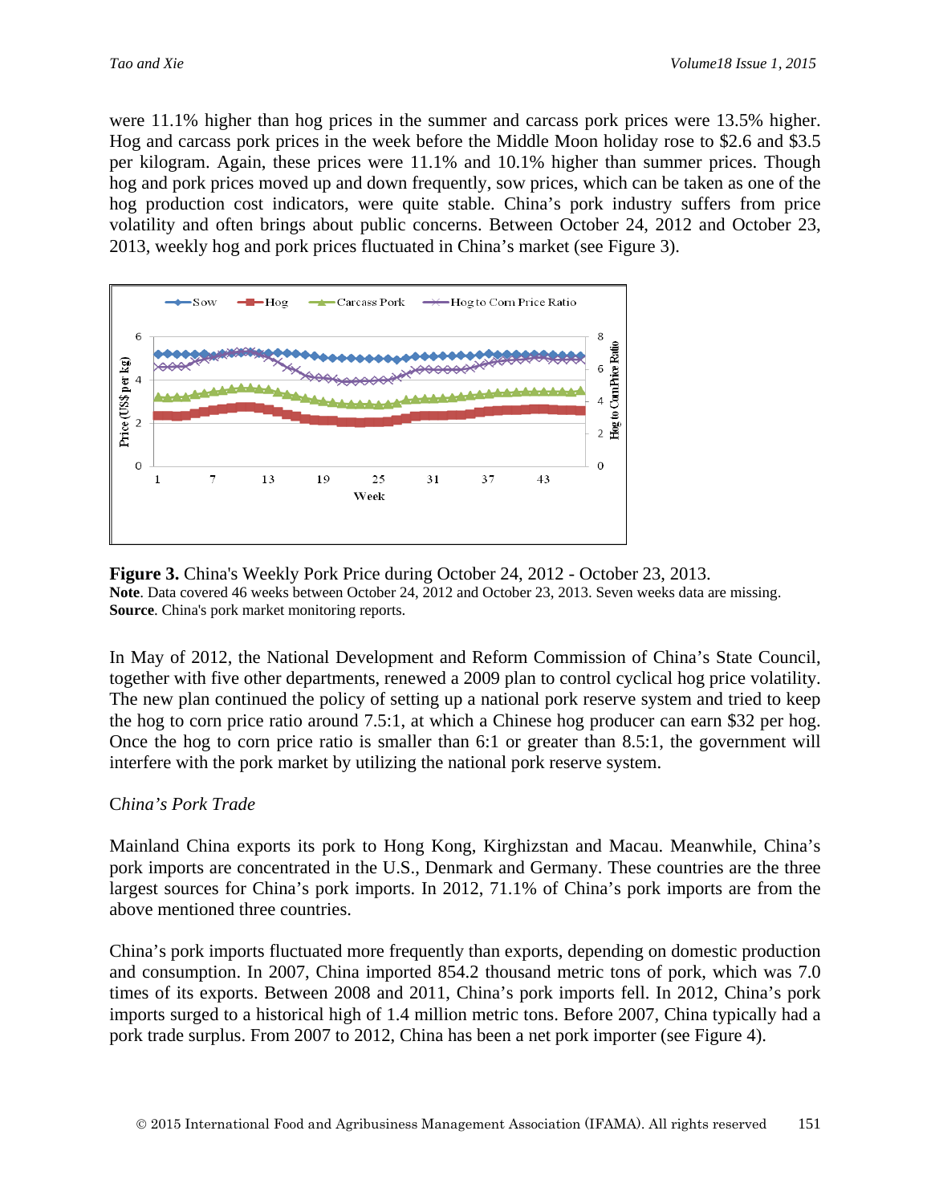were 11.1% higher than hog prices in the summer and carcass pork prices were 13.5% higher. Hog and carcass pork prices in the week before the Middle Moon holiday rose to \$2.6 and \$3.5 per kilogram. Again, these prices were 11.1% and 10.1% higher than summer prices. Though hog and pork prices moved up and down frequently, sow prices, which can be taken as one of the hog production cost indicators, were quite stable. China's pork industry suffers from price volatility and often brings about public concerns. Between October 24, 2012 and October 23, 2013, weekly hog and pork prices fluctuated in China's market (see Figure 3).

**Figure 3.** China's Weekly Pork Price during October 24, 2012 - October 23, 2013.
**Note**. Data covered 46 weeks between October 24, 2012 and October 23, 2013. Seven weeks data are missing.
**Source**. China's pork market monitoring reports.

In May of 2012, the National Development and Reform Commission of China's State Council, together with five other departments, renewed a 2009 plan to control cyclical hog price volatility. The new plan continued the policy of setting up a national pork reserve system and tried to keep the hog to corn price ratio around 7.5:1, at which a Chinese hog producer can earn \$32 per hog. Once the hog to corn price ratio is smaller than 6:1 or greater than 8.5:1, the government will interfere with the pork market by utilizing the national pork reserve system.

*China's Pork Trade*

Mainland China exports its pork to Hong Kong, Kirghizstan and Macau. Meanwhile, China's pork imports are concentrated in the U.S., Denmark and Germany. These countries are the three largest sources for China's pork imports. In 2012, 71.1% of China's pork imports are from the above mentioned three countries.

China's pork imports fluctuated more frequently than exports, depending on domestic production and consumption. In 2007, China imported 854.2 thousand metric tons of pork, which was 7.0 times of its exports. Between 2008 and 2011, China's pork imports fell. In 2012, China's pork imports surged to a historical high of 1.4 million metric tons. Before 2007, China typically had a pork trade surplus. From 2007 to 2012, China has been a net pork importer (see Figure 4).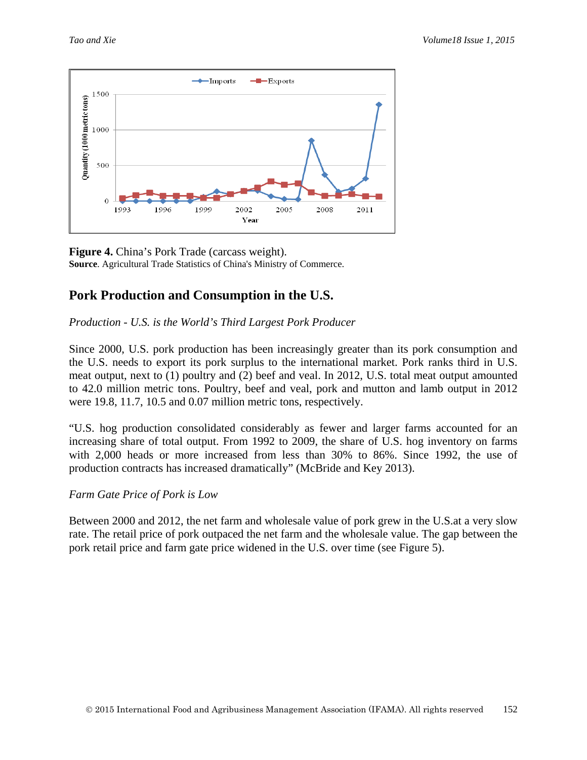**Figure 4.** China's Pork Trade (carcass weight).
**Source**. Agricultural Trade Statistics of China's Ministry of Commerce.

## Pork Production and Consumption in the U.S.

*Production - U.S. is the World's Third Largest Pork Producer*

Since 2000, U.S. pork production has been increasingly greater than its pork consumption and the U.S. needs to export its pork surplus to the international market. Pork ranks third in U.S. meat output, next to (1) poultry and (2) beef and veal. In 2012, U.S. total meat output amounted to 42.0 million metric tons. Poultry, beef and veal, pork and mutton and lamb output in 2012 were 19.8, 11.7, 10.5 and 0.07 million metric tons, respectively.

"U.S. hog production consolidated considerably as fewer and larger farms accounted for an increasing share of total output. From 1992 to 2009, the share of U.S. hog inventory on farms with 2,000 heads or more increased from less than 30% to 86%. Since 1992, the use of production contracts has increased dramatically" (McBride and Key 2013).

*Farm Gate Price of Pork is Low*

Between 2000 and 2012, the net farm and wholesale value of pork grew in the U.S.at a very slow rate. The retail price of pork outpaced the net farm and the wholesale value. The gap between the pork retail price and farm gate price widened in the U.S. over time (see Figure 5).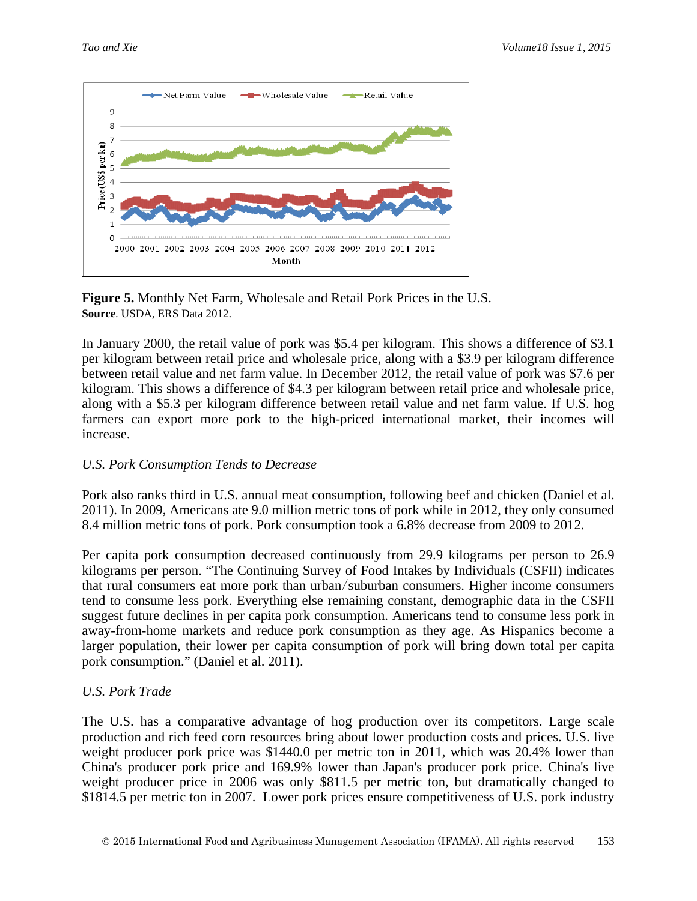**Figure 5.** Monthly Net Farm, Wholesale and Retail Pork Prices in the U.S.
**Source**. USDA, ERS Data 2012.

In January 2000, the retail value of pork was $5.4 per kilogram. This shows a difference of $3.1 per kilogram between retail price and wholesale price, along with a $3.9 per kilogram difference between retail value and net farm value. In December 2012, the retail value of pork was $7.6 per kilogram. This shows a difference of $4.3 per kilogram between retail price and wholesale price, along with a $5.3 per kilogram difference between retail value and net farm value. If U.S. hog farmers can export more pork to the high-priced international market, their incomes will increase.

*U.S. Pork Consumption Tends to Decrease*

Pork also ranks third in U.S. annual meat consumption, following beef and chicken (Daniel et al. 2011). In 2009, Americans ate 9.0 million metric tons of pork while in 2012, they only consumed 8.4 million metric tons of pork. Pork consumption took a 6.8% decrease from 2009 to 2012.

Per capita pork consumption decreased continuously from 29.9 kilograms per person to 26.9 kilograms per person. "The Continuing Survey of Food Intakes by Individuals (CSFII) indicates that rural consumers eat more pork than urban/suburban consumers. Higher income consumers tend to consume less pork. Everything else remaining constant, demographic data in the CSFII suggest future declines in per capita pork consumption. Americans tend to consume less pork in away-from-home markets and reduce pork consumption as they age. As Hispanics become a larger population, their lower per capita consumption of pork will bring down total per capita pork consumption." (Daniel et al. 2011).

*U.S. Pork Trade*

The U.S. has a comparative advantage of hog production over its competitors. Large scale production and rich feed corn resources bring about lower production costs and prices. U.S. live weight producer pork price was $1440.0 per metric ton in 2011, which was 20.4% lower than China's producer pork price and 169.9% lower than Japan's producer pork price. China's live weight producer price in 2006 was only $811.5 per metric ton, but dramatically changed to $1814.5 per metric ton in 2007. Lower pork prices ensure competitiveness of U.S. pork industry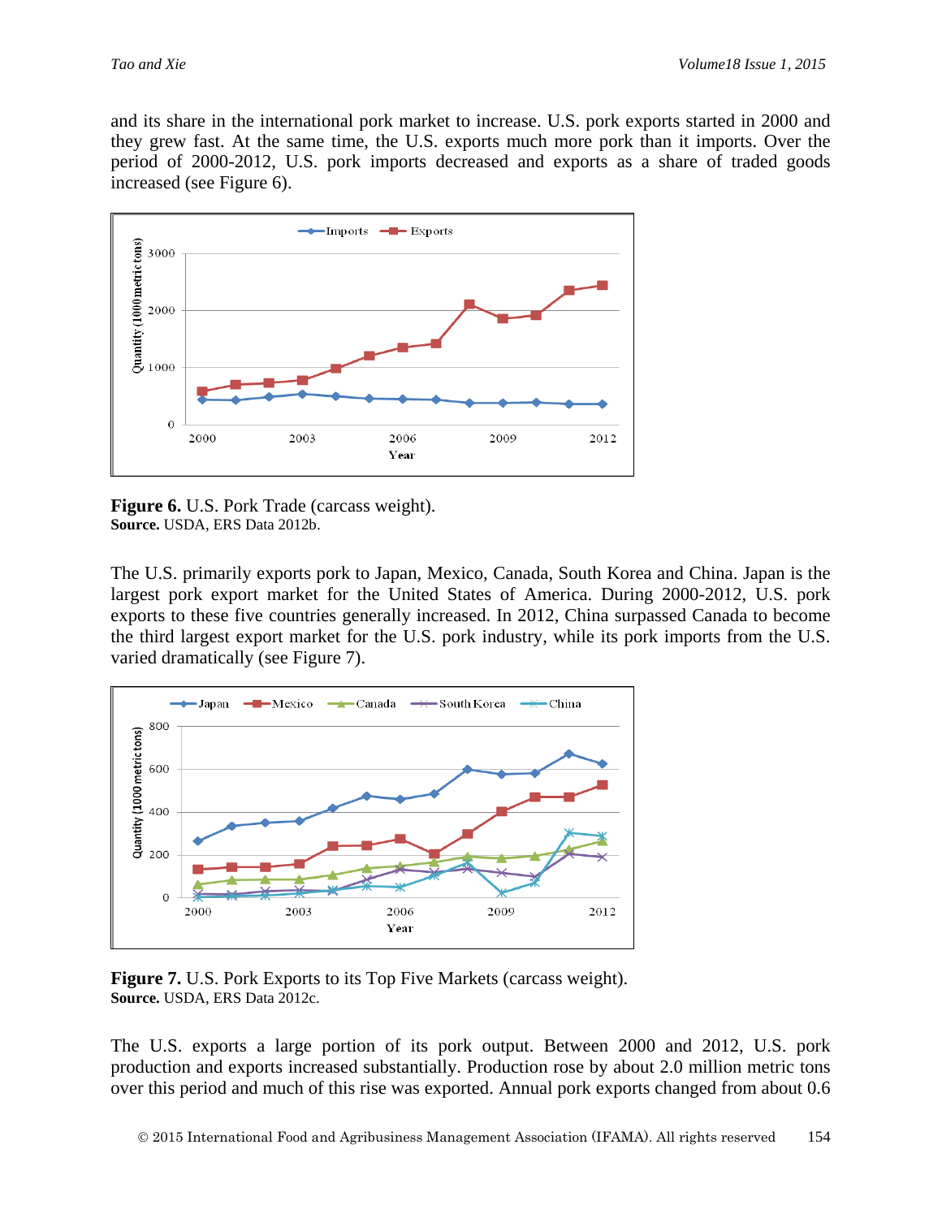and its share in the international pork market to increase. U.S. pork exports started in 2000 and they grew fast. At the same time, the U.S. exports much more pork than it imports. Over the period of 2000-2012, U.S. pork imports decreased and exports as a share of traded goods increased (see Figure 6).

**Figure 6.** U.S. Pork Trade (carcass weight).
**Source.** USDA, ERS Data 2012b.

The U.S. primarily exports pork to Japan, Mexico, Canada, South Korea and China. Japan is the largest pork export market for the United States of America. During 2000-2012, U.S. pork exports to these five countries generally increased. In 2012, China surpassed Canada to become the third largest export market for the U.S. pork industry, while its pork imports from the U.S. varied dramatically (see Figure 7).

**Figure 7.** U.S. Pork Exports to its Top Five Markets (carcass weight).
**Source.** USDA, ERS Data 2012c.

The U.S. exports a large portion of its pork output. Between 2000 and 2012, U.S. pork production and exports increased substantially. Production rose by about 2.0 million metric tons over this period and much of this rise was exported. Annual pork exports changed from about 0.6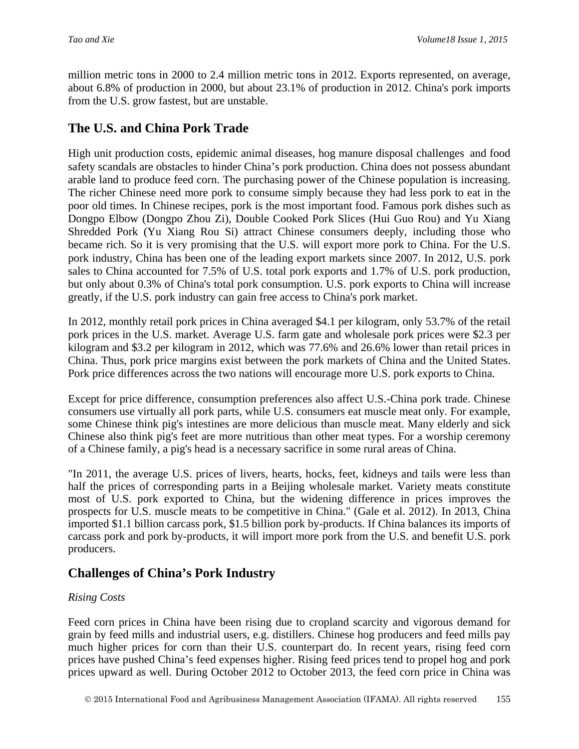million metric tons in 2000 to 2.4 million metric tons in 2012. Exports represented, on average, about 6.8% of production in 2000, but about 23.1% of production in 2012. China's pork imports from the U.S. grow fastest, but are unstable.

## The U.S. and China Pork Trade

High unit production costs, epidemic animal diseases, hog manure disposal challenges and food safety scandals are obstacles to hinder China's pork production. China does not possess abundant arable land to produce feed corn. The purchasing power of the Chinese population is increasing. The richer Chinese need more pork to consume simply because they had less pork to eat in the poor old times. In Chinese recipes, pork is the most important food. Famous pork dishes such as Dongpo Elbow (Dongpo Zhou Zi), Double Cooked Pork Slices (Hui Guo Rou) and Yu Xiang Shredded Pork (Yu Xiang Rou Si) attract Chinese consumers deeply, including those who became rich. So it is very promising that the U.S. will export more pork to China. For the U.S. pork industry, China has been one of the leading export markets since 2007. In 2012, U.S. pork sales to China accounted for 7.5% of U.S. total pork exports and 1.7% of U.S. pork production, but only about 0.3% of China's total pork consumption. U.S. pork exports to China will increase greatly, if the U.S. pork industry can gain free access to China's pork market.

In 2012, monthly retail pork prices in China averaged \$4.1 per kilogram, only 53.7% of the retail pork prices in the U.S. market. Average U.S. farm gate and wholesale pork prices were \$2.3 per kilogram and \$3.2 per kilogram in 2012, which was 77.6% and 26.6% lower than retail prices in China. Thus, pork price margins exist between the pork markets of China and the United States. Pork price differences across the two nations will encourage more U.S. pork exports to China.

Except for price difference, consumption preferences also affect U.S.-China pork trade. Chinese consumers use virtually all pork parts, while U.S. consumers eat muscle meat only. For example, some Chinese think pig's intestines are more delicious than muscle meat. Many elderly and sick Chinese also think pig's feet are more nutritious than other meat types. For a worship ceremony of a Chinese family, a pig's head is a necessary sacrifice in some rural areas of China.

"In 2011, the average U.S. prices of livers, hearts, hocks, feet, kidneys and tails were less than half the prices of corresponding parts in a Beijing wholesale market. Variety meats constitute most of U.S. pork exported to China, but the widening difference in prices improves the prospects for U.S. muscle meats to be competitive in China." (Gale et al. 2012). In 2013, China imported \$1.1 billion carcass pork, \$1.5 billion pork by-products. If China balances its imports of carcass pork and pork by-products, it will import more pork from the U.S. and benefit U.S. pork producers.

## Challenges of China's Pork Industry

*Rising Costs*

Feed corn prices in China have been rising due to cropland scarcity and vigorous demand for grain by feed mills and industrial users, e.g. distillers. Chinese hog producers and feed mills pay much higher prices for corn than their U.S. counterpart do. In recent years, rising feed corn prices have pushed China's feed expenses higher. Rising feed prices tend to propel hog and pork prices upward as well. During October 2012 to October 2013, the feed corn price in China was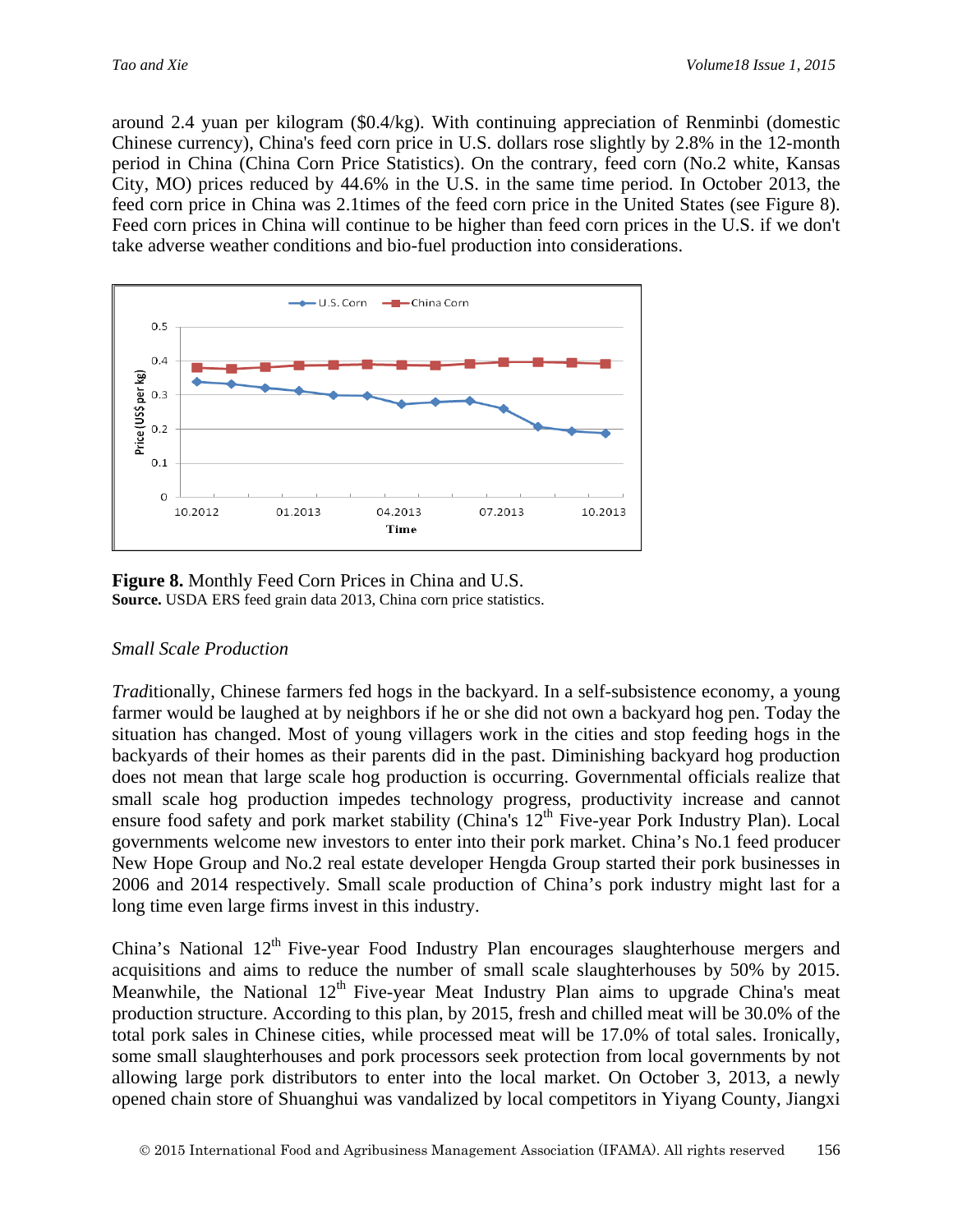around 2.4 yuan per kilogram ($0.4/kg). With continuing appreciation of Renminbi (domestic Chinese currency), China's feed corn price in U.S. dollars rose slightly by 2.8% in the 12-month period in China (China Corn Price Statistics). On the contrary, feed corn (No.2 white, Kansas City, MO) prices reduced by 44.6% in the U.S. in the same time period. In October 2013, the feed corn price in China was 2.1times of the feed corn price in the United States (see Figure 8). Feed corn prices in China will continue to be higher than feed corn prices in the U.S. if we don't take adverse weather conditions and bio-fuel production into considerations.

**Figure 8.** Monthly Feed Corn Prices in China and U.S.
**Source.** USDA ERS feed grain data 2013, China corn price statistics.

*Small Scale Production*

*Trad*itionally, Chinese farmers fed hogs in the backyard. In a self-subsistence economy, a young farmer would be laughed at by neighbors if he or she did not own a backyard hog pen. Today the situation has changed. Most of young villagers work in the cities and stop feeding hogs in the backyards of their homes as their parents did in the past. Diminishing backyard hog production does not mean that large scale hog production is occurring. Governmental officials realize that small scale hog production impedes technology progress, productivity increase and cannot ensure food safety and pork market stability (China's 12th Five-year Pork Industry Plan). Local governments welcome new investors to enter into their pork market. China's No.1 feed producer New Hope Group and No.2 real estate developer Hengda Group started their pork businesses in 2006 and 2014 respectively. Small scale production of China's pork industry might last for a long time even large firms invest in this industry.

China's National 12th Five-year Food Industry Plan encourages slaughterhouse mergers and acquisitions and aims to reduce the number of small scale slaughterhouses by 50% by 2015. Meanwhile, the National 12th Five-year Meat Industry Plan aims to upgrade China's meat production structure. According to this plan, by 2015, fresh and chilled meat will be 30.0% of the total pork sales in Chinese cities, while processed meat will be 17.0% of total sales. Ironically, some small slaughterhouses and pork processors seek protection from local governments by not allowing large pork distributors to enter into the local market. On October 3, 2013, a newly opened chain store of Shuanghui was vandalized by local competitors in Yiyang County, Jiangxi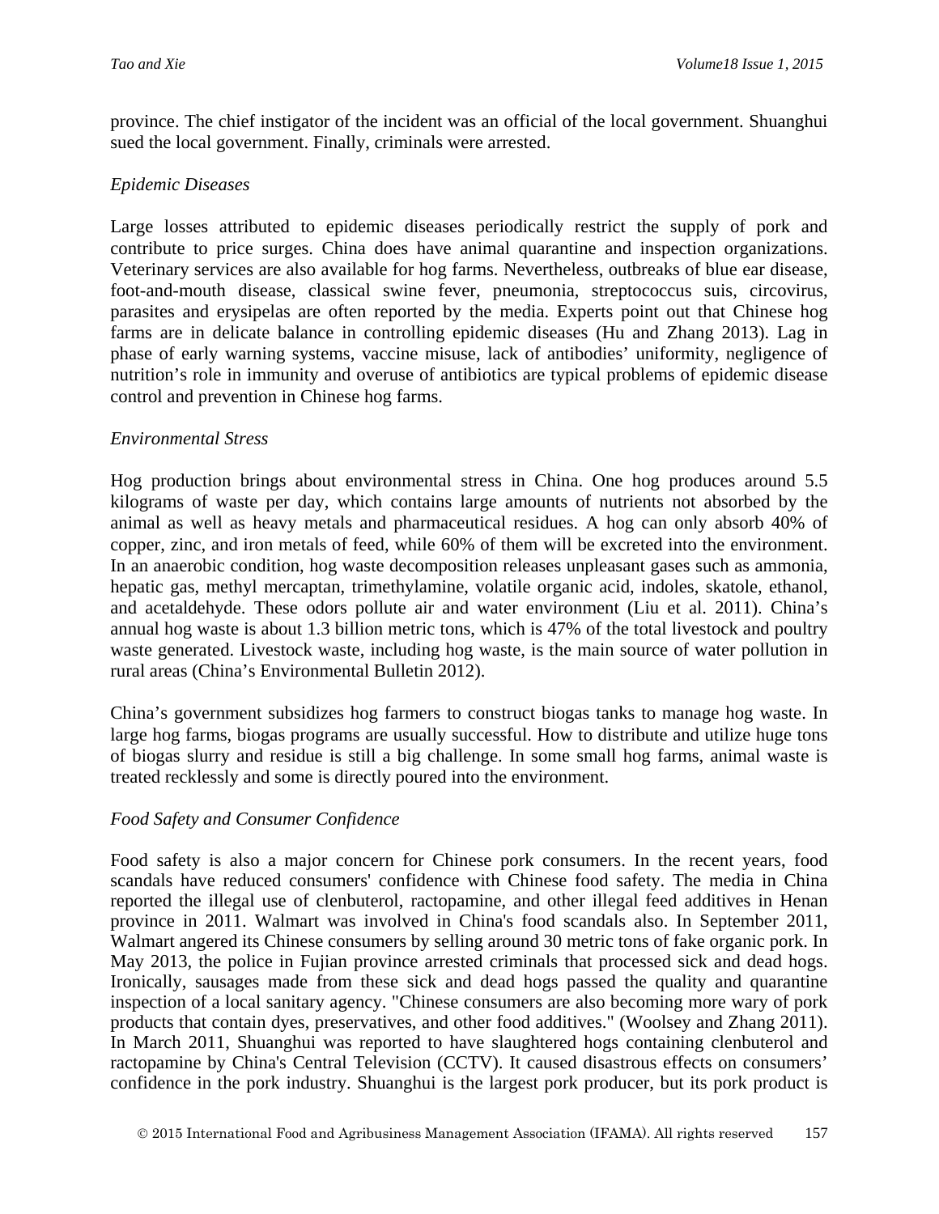province. The chief instigator of the incident was an official of the local government. Shuanghui sued the local government. Finally, criminals were arrested.

*Epidemic Diseases*

Large losses attributed to epidemic diseases periodically restrict the supply of pork and contribute to price surges. China does have animal quarantine and inspection organizations. Veterinary services are also available for hog farms. Nevertheless, outbreaks of blue ear disease, foot-and-mouth disease, classical swine fever, pneumonia, streptococcus suis, circovirus, parasites and erysipelas are often reported by the media. Experts point out that Chinese hog farms are in delicate balance in controlling epidemic diseases (Hu and Zhang 2013). Lag in phase of early warning systems, vaccine misuse, lack of antibodies' uniformity, negligence of nutrition's role in immunity and overuse of antibiotics are typical problems of epidemic disease control and prevention in Chinese hog farms.

*Environmental Stress*

Hog production brings about environmental stress in China. One hog produces around 5.5 kilograms of waste per day, which contains large amounts of nutrients not absorbed by the animal as well as heavy metals and pharmaceutical residues. A hog can only absorb 40% of copper, zinc, and iron metals of feed, while 60% of them will be excreted into the environment. In an anaerobic condition, hog waste decomposition releases unpleasant gases such as ammonia, hepatic gas, methyl mercaptan, trimethylamine, volatile organic acid, indoles, skatole, ethanol, and acetaldehyde. These odors pollute air and water environment (Liu et al. 2011). China's annual hog waste is about 1.3 billion metric tons, which is 47% of the total livestock and poultry waste generated. Livestock waste, including hog waste, is the main source of water pollution in rural areas (China's Environmental Bulletin 2012).

China's government subsidizes hog farmers to construct biogas tanks to manage hog waste. In large hog farms, biogas programs are usually successful. How to distribute and utilize huge tons of biogas slurry and residue is still a big challenge. In some small hog farms, animal waste is treated recklessly and some is directly poured into the environment.

*Food Safety and Consumer Confidence*

Food safety is also a major concern for Chinese pork consumers. In the recent years, food scandals have reduced consumers' confidence with Chinese food safety. The media in China reported the illegal use of clenbuterol, ractopamine, and other illegal feed additives in Henan province in 2011. Walmart was involved in China's food scandals also. In September 2011, Walmart angered its Chinese consumers by selling around 30 metric tons of fake organic pork. In May 2013, the police in Fujian province arrested criminals that processed sick and dead hogs. Ironically, sausages made from these sick and dead hogs passed the quality and quarantine inspection of a local sanitary agency. "Chinese consumers are also becoming more wary of pork products that contain dyes, preservatives, and other food additives." (Woolsey and Zhang 2011). In March 2011, Shuanghui was reported to have slaughtered hogs containing clenbuterol and ractopamine by China's Central Television (CCTV). It caused disastrous effects on consumers' confidence in the pork industry. Shuanghui is the largest pork producer, but its pork product is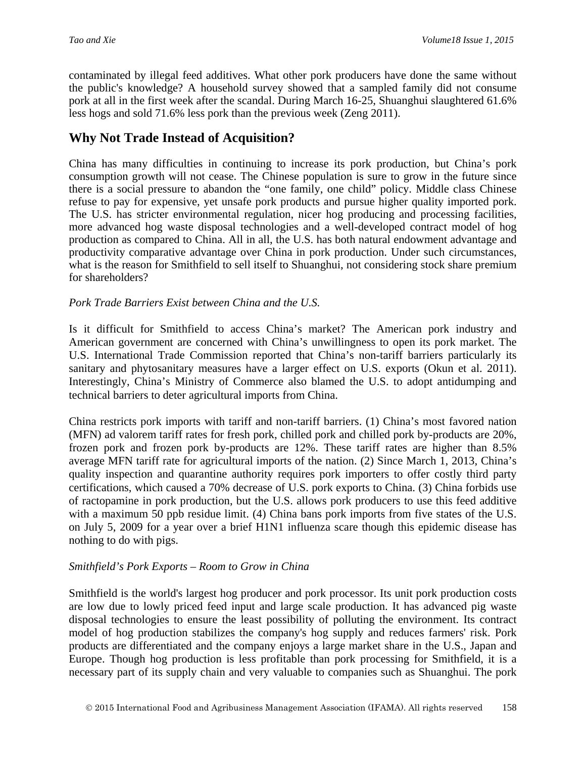contaminated by illegal feed additives. What other pork producers have done the same without the public's knowledge? A household survey showed that a sampled family did not consume pork at all in the first week after the scandal. During March 16-25, Shuanghui slaughtered 61.6% less hogs and sold 71.6% less pork than the previous week (Zeng 2011).

## Why Not Trade Instead of Acquisition?

China has many difficulties in continuing to increase its pork production, but China's pork consumption growth will not cease. The Chinese population is sure to grow in the future since there is a social pressure to abandon the "one family, one child" policy. Middle class Chinese refuse to pay for expensive, yet unsafe pork products and pursue higher quality imported pork. The U.S. has stricter environmental regulation, nicer hog producing and processing facilities, more advanced hog waste disposal technologies and a well-developed contract model of hog production as compared to China. All in all, the U.S. has both natural endowment advantage and productivity comparative advantage over China in pork production. Under such circumstances, what is the reason for Smithfield to sell itself to Shuanghui, not considering stock share premium for shareholders?

### *Pork Trade Barriers Exist between China and the U.S.*

Is it difficult for Smithfield to access China's market? The American pork industry and American government are concerned with China's unwillingness to open its pork market. The U.S. International Trade Commission reported that China's non-tariff barriers particularly its sanitary and phytosanitary measures have a larger effect on U.S. exports (Okun et al. 2011). Interestingly, China's Ministry of Commerce also blamed the U.S. to adopt antidumping and technical barriers to deter agricultural imports from China.

China restricts pork imports with tariff and non-tariff barriers. (1) China's most favored nation (MFN) ad valorem tariff rates for fresh pork, chilled pork and chilled pork by-products are 20%, frozen pork and frozen pork by-products are 12%. These tariff rates are higher than 8.5% average MFN tariff rate for agricultural imports of the nation. (2) Since March 1, 2013, China's quality inspection and quarantine authority requires pork importers to offer costly third party certifications, which caused a 70% decrease of U.S. pork exports to China. (3) China forbids use of ractopamine in pork production, but the U.S. allows pork producers to use this feed additive with a maximum 50 ppb residue limit. (4) China bans pork imports from five states of the U.S. on July 5, 2009 for a year over a brief H1N1 influenza scare though this epidemic disease has nothing to do with pigs.

### *Smithfield's Pork Exports – Room to Grow in China*

Smithfield is the world's largest hog producer and pork processor. Its unit pork production costs are low due to lowly priced feed input and large scale production. It has advanced pig waste disposal technologies to ensure the least possibility of polluting the environment. Its contract model of hog production stabilizes the company's hog supply and reduces farmers' risk. Pork products are differentiated and the company enjoys a large market share in the U.S., Japan and Europe. Though hog production is less profitable than pork processing for Smithfield, it is a necessary part of its supply chain and very valuable to companies such as Shuanghui. The pork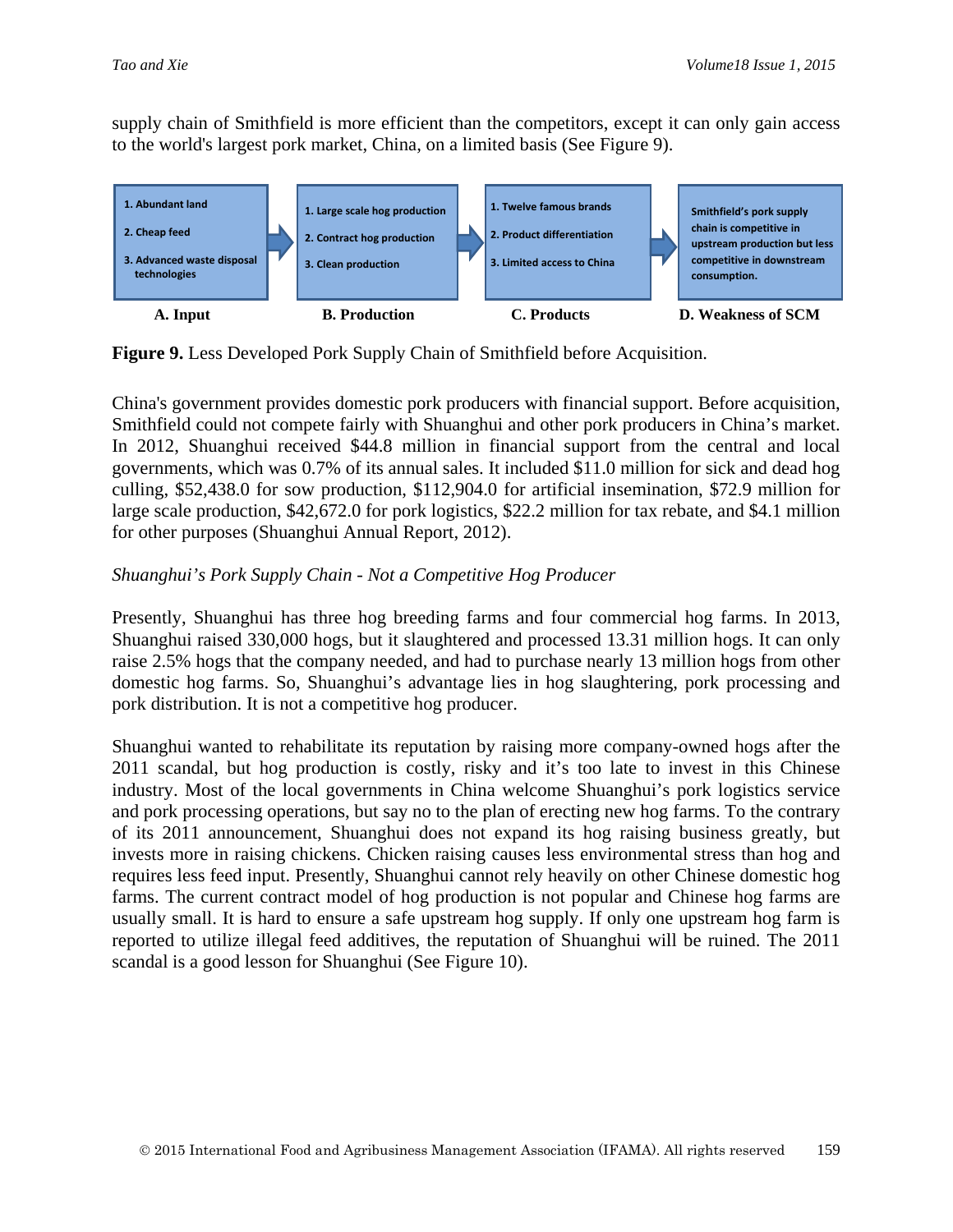supply chain of Smithfield is more efficient than the competitors, except it can only gain access to the world's largest pork market, China, on a limited basis (See Figure 9).

| A. Input | B. Production | C. Products | D. Weakness of SCM |
|---|---|---|---|
| 1. Abundant land<br>2. Cheap feed<br>3. Advanced waste disposal technologies | 1. Large scale hog production<br>2. Contract hog production<br>3. Clean production | 1. Twelve famous brands<br>2. Product differentiation<br>3. Limited access to China | Smithfield's pork supply chain is competitive in upstream production but less competitive in downstream consumption. |

**Figure 9.** Less Developed Pork Supply Chain of Smithfield before Acquisition.

China's government provides domestic pork producers with financial support. Before acquisition, Smithfield could not compete fairly with Shuanghui and other pork producers in China's market. In 2012, Shuanghui received $44.8 million in financial support from the central and local governments, which was 0.7% of its annual sales. It included $11.0 million for sick and dead hog culling, $52,438.0 for sow production, $112,904.0 for artificial insemination, $72.9 million for large scale production, $42,672.0 for pork logistics, $22.2 million for tax rebate, and $4.1 million for other purposes (Shuanghui Annual Report, 2012).

*Shuanghui's Pork Supply Chain - Not a Competitive Hog Producer*

Presently, Shuanghui has three hog breeding farms and four commercial hog farms. In 2013, Shuanghui raised 330,000 hogs, but it slaughtered and processed 13.31 million hogs. It can only raise 2.5% hogs that the company needed, and had to purchase nearly 13 million hogs from other domestic hog farms. So, Shuanghui's advantage lies in hog slaughtering, pork processing and pork distribution. It is not a competitive hog producer.

Shuanghui wanted to rehabilitate its reputation by raising more company-owned hogs after the 2011 scandal, but hog production is costly, risky and it's too late to invest in this Chinese industry. Most of the local governments in China welcome Shuanghui's pork logistics service and pork processing operations, but say no to the plan of erecting new hog farms. To the contrary of its 2011 announcement, Shuanghui does not expand its hog raising business greatly, but invests more in raising chickens. Chicken raising causes less environmental stress than hog and requires less feed input. Presently, Shuanghui cannot rely heavily on other Chinese domestic hog farms. The current contract model of hog production is not popular and Chinese hog farms are usually small. It is hard to ensure a safe upstream hog supply. If only one upstream hog farm is reported to utilize illegal feed additives, the reputation of Shuanghui will be ruined. The 2011 scandal is a good lesson for Shuanghui (See Figure 10).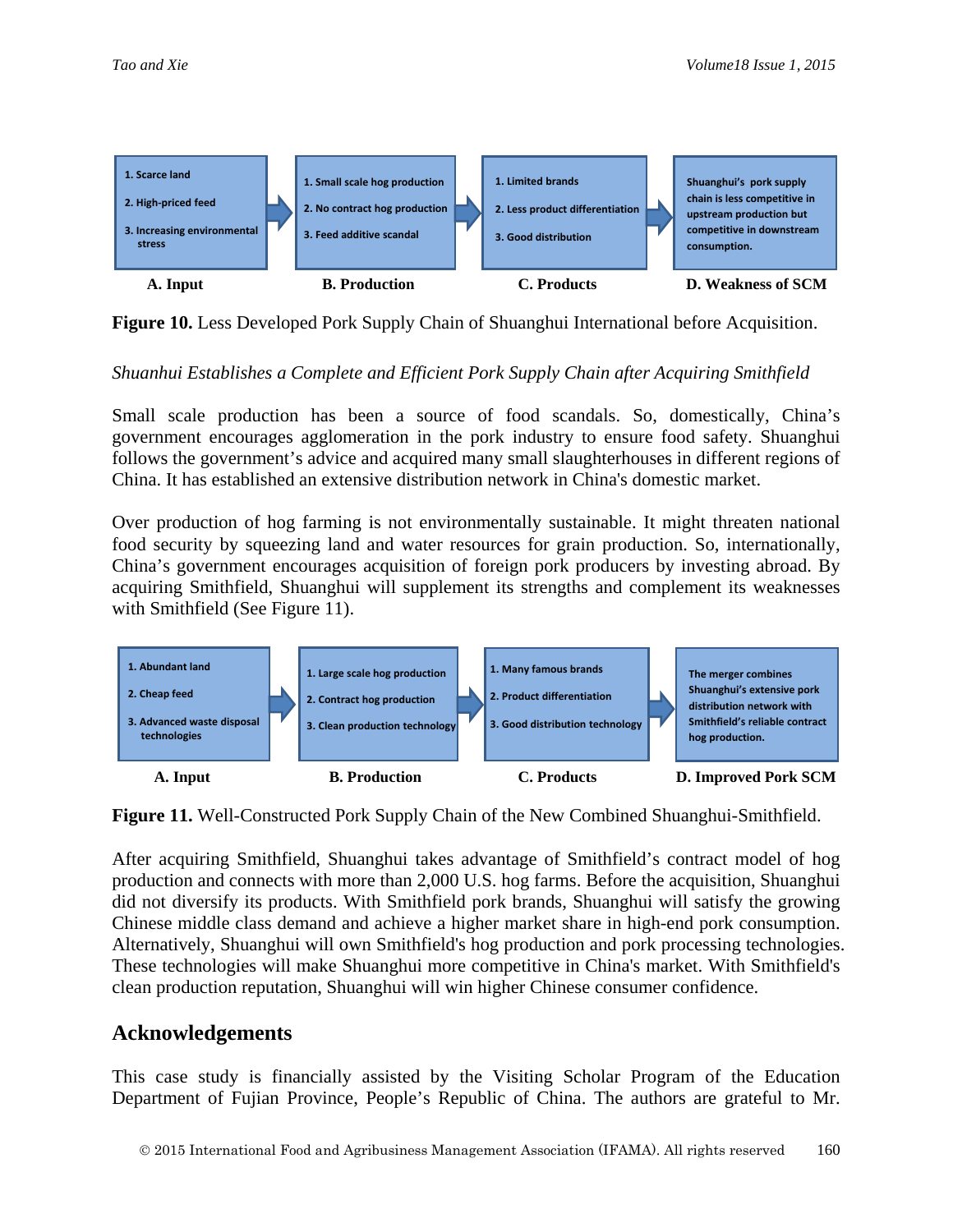| A. Input | B. Production | C. Products | D. Weakness of SCM |
|---|---|---|---|
| 1. Scarce land<br>2. High-priced feed<br>3. Increasing environmental stress | 1. Small scale hog production<br>2. No contract hog production<br>3. Feed additive scandal | 1. Limited brands<br>2. Less product differentiation<br>3. Good distribution | Shuanghui's pork supply chain is less competitive in upstream production but competitive in downstream consumption. |

**Figure 10.** Less Developed Pork Supply Chain of Shuanghui International before Acquisition.

*Shuanhui Establishes a Complete and Efficient Pork Supply Chain after Acquiring Smithfield*

Small scale production has been a source of food scandals. So, domestically, China's government encourages agglomeration in the pork industry to ensure food safety. Shuanghui follows the government's advice and acquired many small slaughterhouses in different regions of China. It has established an extensive distribution network in China's domestic market.

Over production of hog farming is not environmentally sustainable. It might threaten national food security by squeezing land and water resources for grain production. So, internationally, China's government encourages acquisition of foreign pork producers by investing abroad. By acquiring Smithfield, Shuanghui will supplement its strengths and complement its weaknesses with Smithfield (See Figure 11).

| A. Input | B. Production | C. Products | D. Improved Pork SCM |
|---|---|---|---|
| 1. Abundant land<br>2. Cheap feed<br>3. Advanced waste disposal technologies | 1. Large scale hog production<br>2. Contract hog production<br>3. Clean production technology | 1. Many famous brands<br>2. Product differentiation<br>3. Good distribution technology | The merger combines Shuanghui's extensive pork distribution network with Smithfield's reliable contract hog production. |

**Figure 11.** Well-Constructed Pork Supply Chain of the New Combined Shuanghui-Smithfield.

After acquiring Smithfield, Shuanghui takes advantage of Smithfield's contract model of hog production and connects with more than 2,000 U.S. hog farms. Before the acquisition, Shuanghui did not diversify its products. With Smithfield pork brands, Shuanghui will satisfy the growing Chinese middle class demand and achieve a higher market share in high-end pork consumption. Alternatively, Shuanghui will own Smithfield's hog production and pork processing technologies. These technologies will make Shuanghui more competitive in China's market. With Smithfield's clean production reputation, Shuanghui will win higher Chinese consumer confidence.

## Acknowledgements

This case study is financially assisted by the Visiting Scholar Program of the Education Department of Fujian Province, People's Republic of China. The authors are grateful to Mr.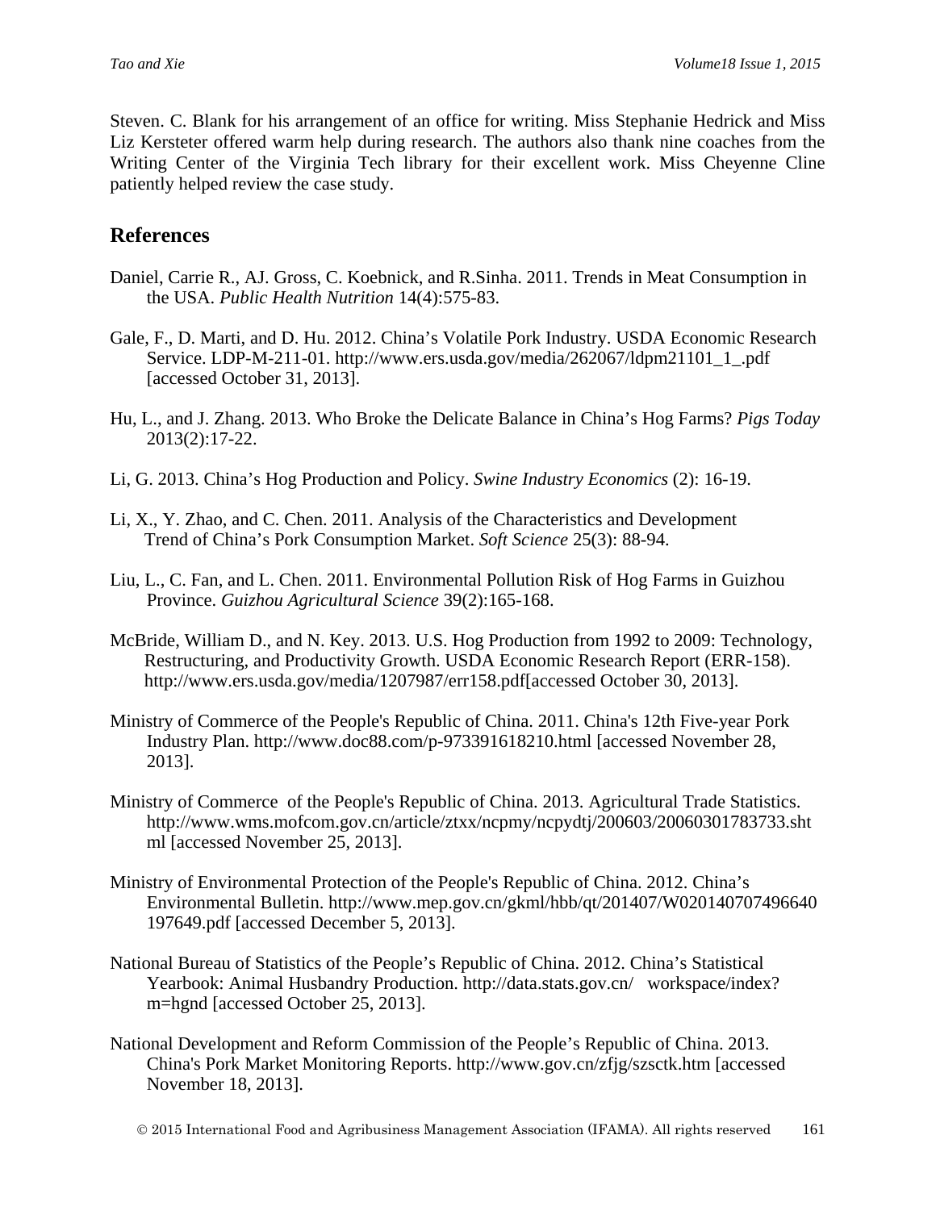Steven. C. Blank for his arrangement of an office for writing. Miss Stephanie Hedrick and Miss Liz Kersteter offered warm help during research. The authors also thank nine coaches from the Writing Center of the Virginia Tech library for their excellent work. Miss Cheyenne Cline patiently helped review the case study.

## References

Daniel, Carrie R., AJ. Gross, C. Koebnick, and R.Sinha. 2011. Trends in Meat Consumption in the USA. *Public Health Nutrition* 14(4):575-83.

Gale, F., D. Marti, and D. Hu. 2012. China's Volatile Pork Industry. USDA Economic Research Service. LDP-M-211-01. http://www.ers.usda.gov/media/262067/ldpm21101_1_.pdf [accessed October 31, 2013].

Hu, L., and J. Zhang. 2013. Who Broke the Delicate Balance in China's Hog Farms? *Pigs Today* 2013(2):17-22.

Li, G. 2013. China's Hog Production and Policy. *Swine Industry Economics* (2): 16-19.

Li, X., Y. Zhao, and C. Chen. 2011. Analysis of the Characteristics and Development Trend of China's Pork Consumption Market. *Soft Science* 25(3): 88-94.

Liu, L., C. Fan, and L. Chen. 2011. Environmental Pollution Risk of Hog Farms in Guizhou Province. *Guizhou Agricultural Science* 39(2):165-168.

McBride, William D., and N. Key. 2013. U.S. Hog Production from 1992 to 2009: Technology, Restructuring, and Productivity Growth. USDA Economic Research Report (ERR-158). http://www.ers.usda.gov/media/1207987/err158.pdf[accessed October 30, 2013].

Ministry of Commerce of the People's Republic of China. 2011. China's 12th Five-year Pork Industry Plan. http://www.doc88.com/p-973391618210.html [accessed November 28, 2013].

Ministry of Commerce of the People's Republic of China. 2013. Agricultural Trade Statistics. http://www.wms.mofcom.gov.cn/article/ztxx/ncpmy/ncpydtj/200603/20060301783733.shtml [accessed November 25, 2013].

Ministry of Environmental Protection of the People's Republic of China. 2012. China's Environmental Bulletin. http://www.mep.gov.cn/gkml/hbb/qt/201407/W020140707496640197649.pdf [accessed December 5, 2013].

National Bureau of Statistics of the People's Republic of China. 2012. China's Statistical Yearbook: Animal Husbandry Production. http://data.stats.gov.cn/ workspace/index?m=hgnd [accessed October 25, 2013].

National Development and Reform Commission of the People's Republic of China. 2013. China's Pork Market Monitoring Reports. http://www.gov.cn/zfjg/szsctk.htm [accessed November 18, 2013].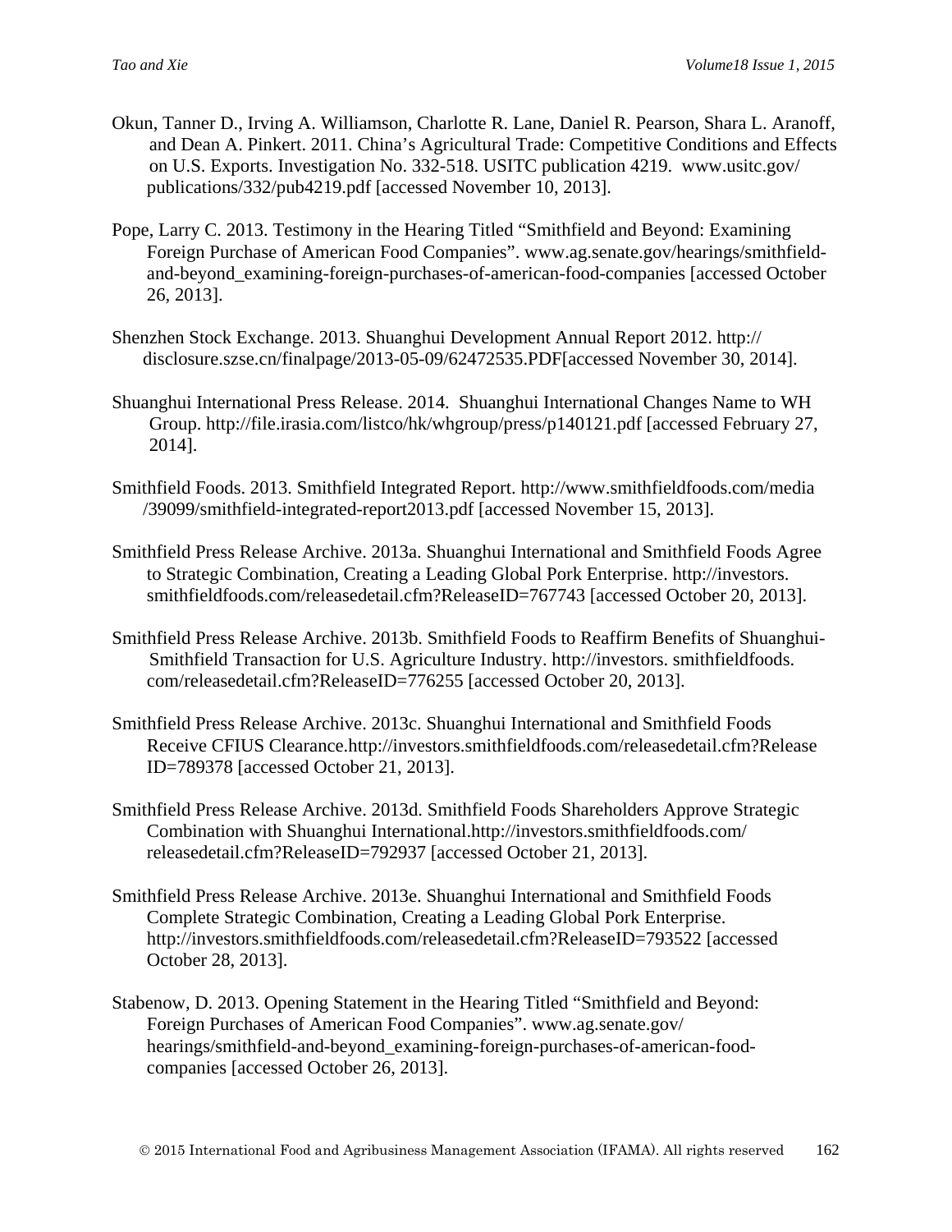Okun, Tanner D., Irving A. Williamson, Charlotte R. Lane, Daniel R. Pearson, Shara L. Aranoff, and Dean A. Pinkert. 2011. China's Agricultural Trade: Competitive Conditions and Effects on U.S. Exports. Investigation No. 332-518. USITC publication 4219. www.usitc.gov/ publications/332/pub4219.pdf [accessed November 10, 2013].

Pope, Larry C. 2013. Testimony in the Hearing Titled "Smithfield and Beyond: Examining Foreign Purchase of American Food Companies". www.ag.senate.gov/hearings/smithfield-and-beyond_examining-foreign-purchases-of-american-food-companies [accessed October 26, 2013].

Shenzhen Stock Exchange. 2013. Shuanghui Development Annual Report 2012. http:// disclosure.szse.cn/finalpage/2013-05-09/62472535.PDF[accessed November 30, 2014].

Shuanghui International Press Release. 2014. Shuanghui International Changes Name to WH Group. http://file.irasia.com/listco/hk/whgroup/press/p140121.pdf [accessed February 27, 2014].

Smithfield Foods. 2013. Smithfield Integrated Report. http://www.smithfieldfoods.com/media /39099/smithfield-integrated-report2013.pdf [accessed November 15, 2013].

Smithfield Press Release Archive. 2013a. Shuanghui International and Smithfield Foods Agree to Strategic Combination, Creating a Leading Global Pork Enterprise. http://investors. smithfieldfoods.com/releasedetail.cfm?ReleaseID=767743 [accessed October 20, 2013].

Smithfield Press Release Archive. 2013b. Smithfield Foods to Reaffirm Benefits of Shuanghui-Smithfield Transaction for U.S. Agriculture Industry. http://investors. smithfieldfoods. com/releasedetail.cfm?ReleaseID=776255 [accessed October 20, 2013].

Smithfield Press Release Archive. 2013c. Shuanghui International and Smithfield Foods Receive CFIUS Clearance.http://investors.smithfieldfoods.com/releasedetail.cfm?Release ID=789378 [accessed October 21, 2013].

Smithfield Press Release Archive. 2013d. Smithfield Foods Shareholders Approve Strategic Combination with Shuanghui International.http://investors.smithfieldfoods.com/ releasedetail.cfm?ReleaseID=792937 [accessed October 21, 2013].

Smithfield Press Release Archive. 2013e. Shuanghui International and Smithfield Foods Complete Strategic Combination, Creating a Leading Global Pork Enterprise. http://investors.smithfieldfoods.com/releasedetail.cfm?ReleaseID=793522 [accessed October 28, 2013].

Stabenow, D. 2013. Opening Statement in the Hearing Titled "Smithfield and Beyond: Foreign Purchases of American Food Companies". www.ag.senate.gov/ hearings/smithfield-and-beyond_examining-foreign-purchases-of-american-food-companies [accessed October 26, 2013].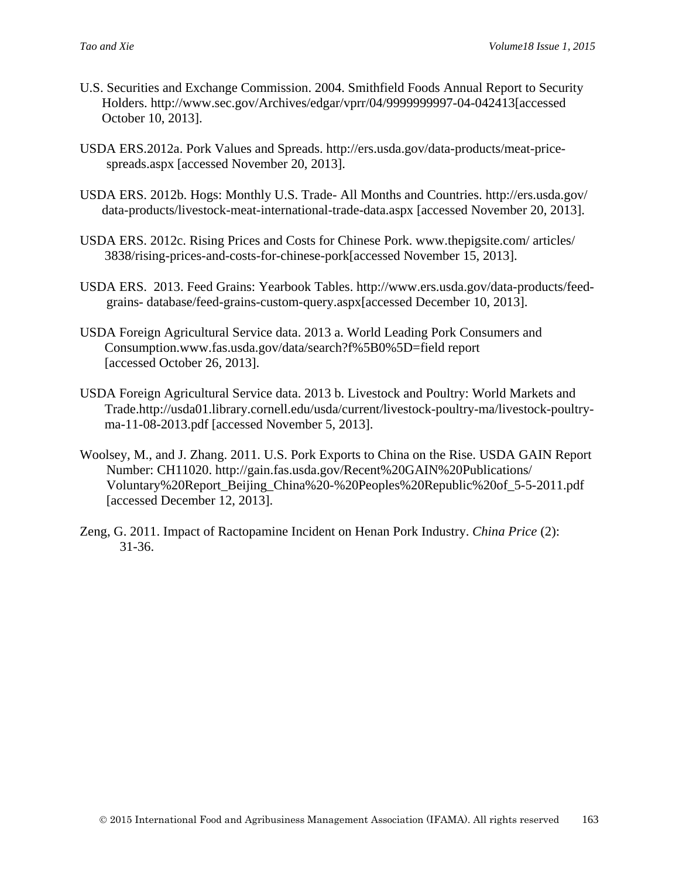U.S. Securities and Exchange Commission. 2004. Smithfield Foods Annual Report to Security Holders. http://www.sec.gov/Archives/edgar/vprr/04/9999999997-04-042413[accessed October 10, 2013].

USDA ERS.2012a. Pork Values and Spreads. http://ers.usda.gov/data-products/meat-price-spreads.aspx [accessed November 20, 2013].

USDA ERS. 2012b. Hogs: Monthly U.S. Trade- All Months and Countries. http://ers.usda.gov/data-products/livestock-meat-international-trade-data.aspx [accessed November 20, 2013].

USDA ERS. 2012c. Rising Prices and Costs for Chinese Pork. www.thepigsite.com/ articles/ 3838/rising-prices-and-costs-for-chinese-pork[accessed November 15, 2013].

USDA ERS. 2013. Feed Grains: Yearbook Tables. http://www.ers.usda.gov/data-products/feed-grains- database/feed-grains-custom-query.aspx[accessed December 10, 2013].

USDA Foreign Agricultural Service data. 2013 a. World Leading Pork Consumers and Consumption.www.fas.usda.gov/data/search?f%5B0%5D=field report [accessed October 26, 2013].

USDA Foreign Agricultural Service data. 2013 b. Livestock and Poultry: World Markets and Trade.http://usda01.library.cornell.edu/usda/current/livestock-poultry-ma/livestock-poultry-ma-11-08-2013.pdf [accessed November 5, 2013].

Woolsey, M., and J. Zhang. 2011. U.S. Pork Exports to China on the Rise. USDA GAIN Report Number: CH11020. http://gain.fas.usda.gov/Recent%20GAIN%20Publications/ Voluntary%20Report_Beijing_China%20-%20Peoples%20Republic%20of_5-5-2011.pdf [accessed December 12, 2013].

Zeng, G. 2011. Impact of Ractopamine Incident on Henan Pork Industry. *China Price* (2): 31-36.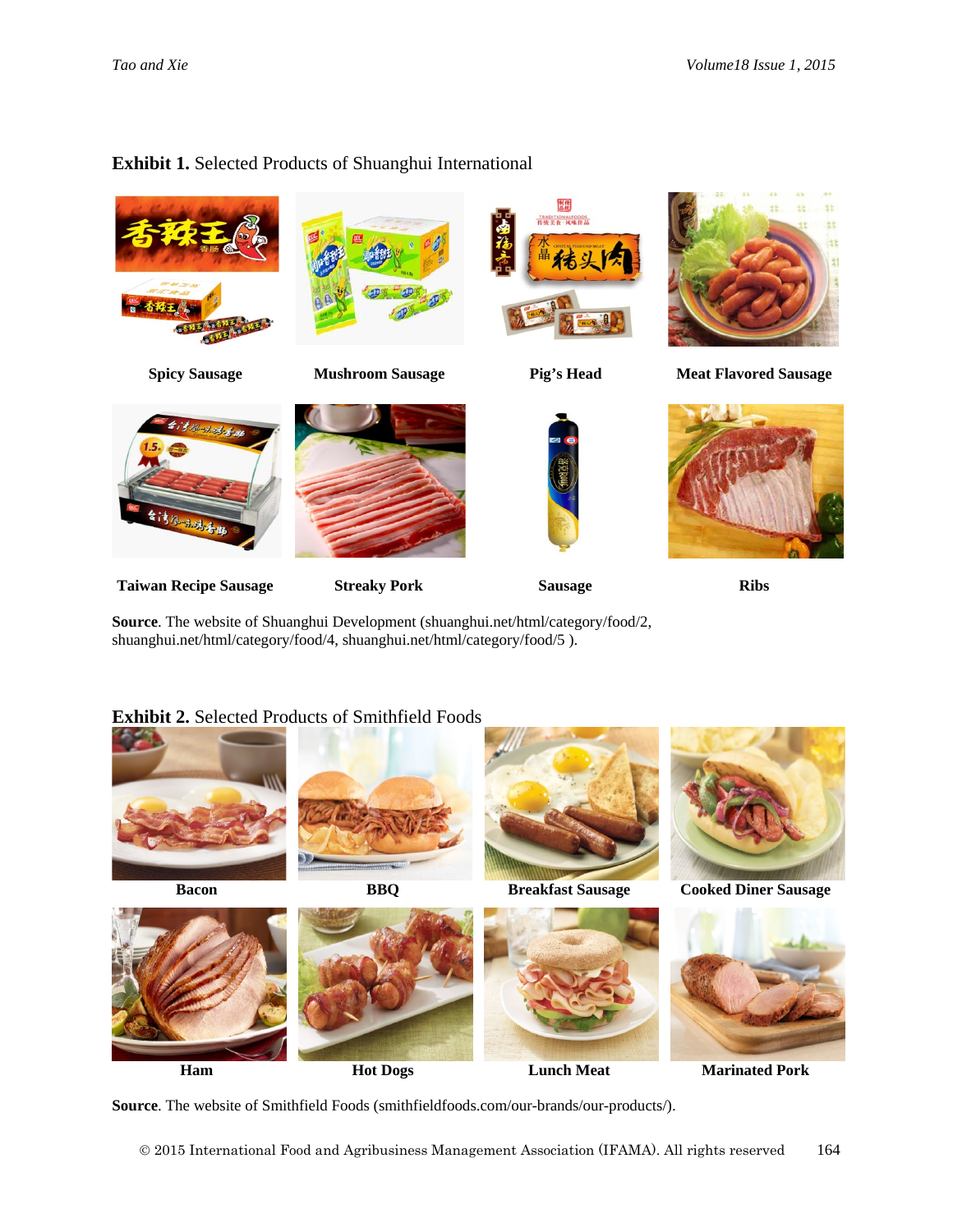**Exhibit 1.** Selected Products of Shuanghui International

**Spicy Sausage** **Mushroom Sausage** **Pig's Head** **Meat Flavored Sausage**

**Taiwan Recipe Sausage** **Streaky Pork** **Sausage** **Ribs**

**Source**. The website of Shuanghui Development (shuanghui.net/html/category/food/2, shuanghui.net/html/category/food/4, shuanghui.net/html/category/food/5 ).

**Exhibit 2.** Selected Products of Smithfield Foods

**Bacon** **BBQ** **Breakfast Sausage** **Cooked Diner Sausage**

**Ham** **Hot Dogs** **Lunch Meat** **Marinated Pork**

**Source**. The website of Smithfield Foods (smithfieldfoods.com/our-brands/our-products/).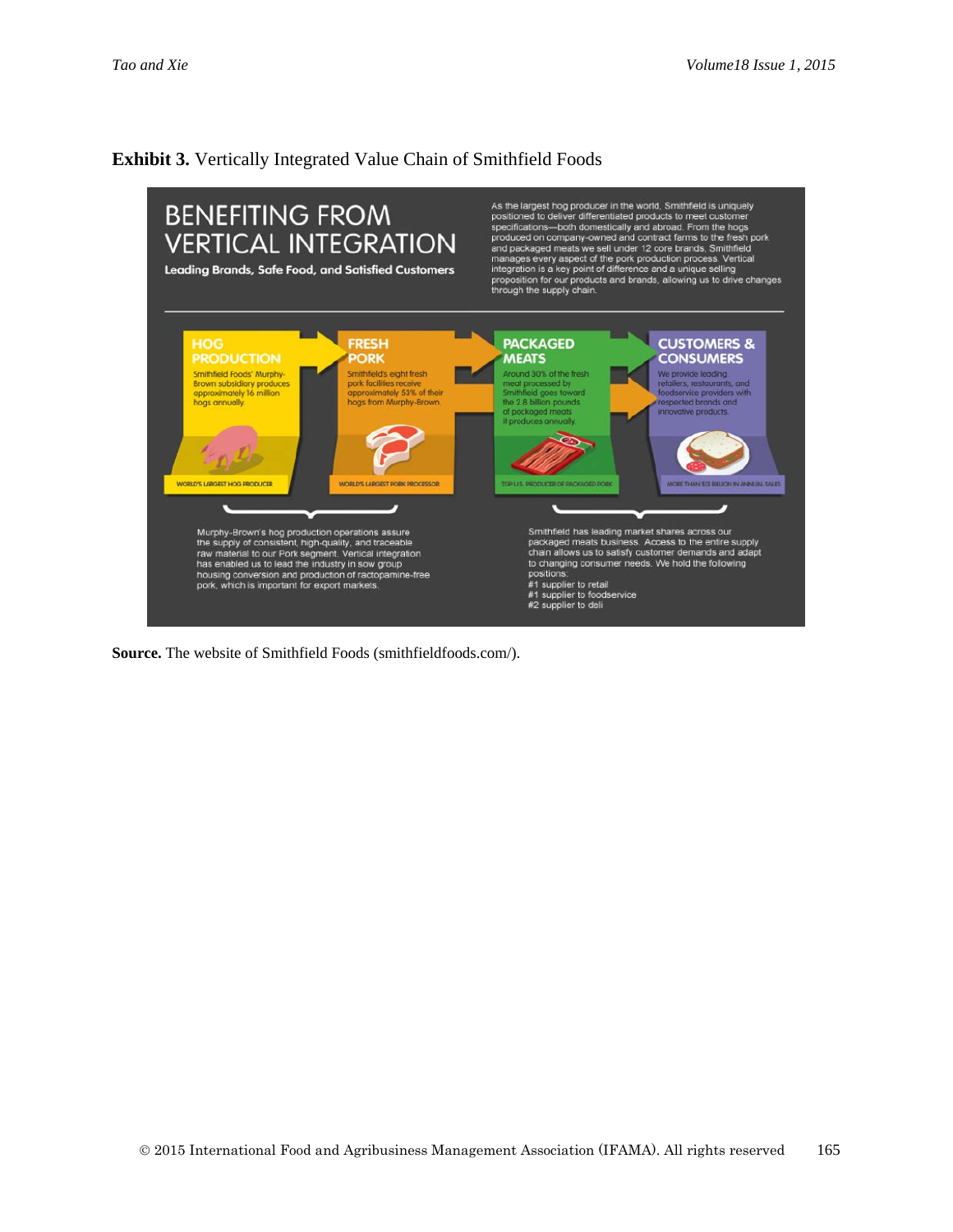**Exhibit 3.** Vertically Integrated Value Chain of Smithfield Foods

BENEFITING FROM VERTICAL INTEGRATION

Leading Brands, Safe Food, and Satisfied Customers

As the largest hog producer in the world, Smithfield is uniquely positioned to deliver differentiated products to meet customer specifications—both domestically and abroad. From the hogs produced on company-owned and contract farms to the fresh pork and packaged meats we sell under 12 core brands, Smithfield manages every aspect of the pork production process. Vertical integration is a key point of difference and a unique selling proposition for our products and brands, allowing us to drive changes through the supply chain.

HOG PRODUCTION

Smithfield Foods' Murphy-Brown subsidiary produces approximately 16 million hogs annually.

WORLD'S LARGEST HOG PRODUCER

FRESH PORK

Smithfield's eight fresh pork facilities receive approximately 53% of their hogs from Murphy-Brown.

WORLD'S LARGEST PORK PROCESSOR

PACKAGED MEATS

Around 30% of the fresh meat processed by Smithfield goes toward the 2.8 billion pounds of packaged meats it produces annually.

TOP U.S. PRODUCER OF PACKAGED PORK

CUSTOMERS & CONSUMERS

We provide leading retailers, restaurants, and foodservice providers with respected brands and innovative products.

MORE THAN $13 BILLION IN ANNUAL SALES

Murphy-Brown's hog production operations assure the supply of consistent, high-quality, and traceable raw material to our Pork segment. Vertical integration has enabled us to lead the industry in sow group housing conversion and production of ractopamine-free pork, which is important for export markets.

Smithfield has leading market shares across our packaged meats business. Access to the entire supply chain allows us to satisfy customer demands and adapt to changing consumer needs. We hold the following positions:

#1 supplier to retail
#1 supplier to foodservice
#2 supplier to deli

**Source.** The website of Smithfield Foods (smithfieldfoods.com/).